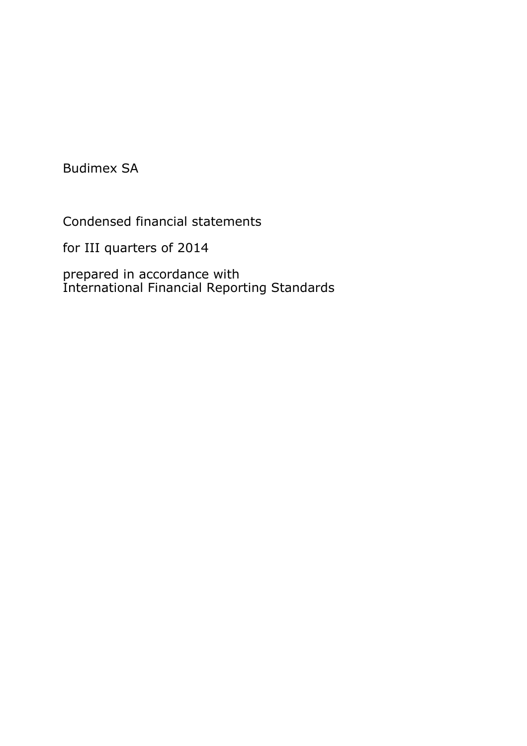Budimex SA

Condensed financial statements

for III quarters of 2014

prepared in accordance with
International Financial Reporting Standards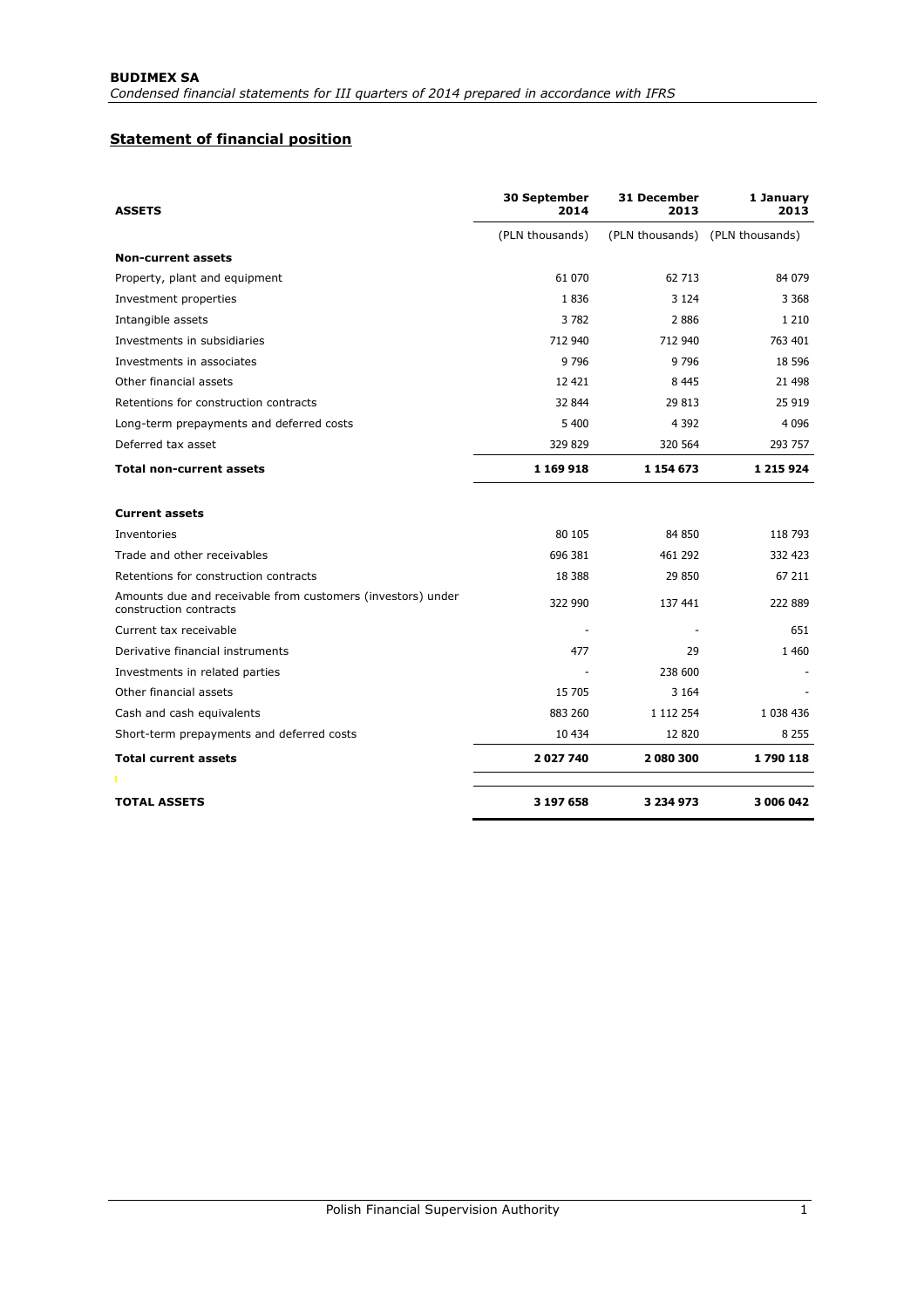## Statement of financial position

| ASSETS | 30 September 2014 | 31 December 2013 | 1 January 2013 |
|---|---|---|---|
| | (PLN thousands) | (PLN thousands) | (PLN thousands) |
| **Non-current assets** | | | |
| Property, plant and equipment | 61 070 | 62 713 | 84 079 |
| Investment properties | 1 836 | 3 124 | 3 368 |
| Intangible assets | 3 782 | 2 886 | 1 210 |
| Investments in subsidiaries | 712 940 | 712 940 | 763 401 |
| Investments in associates | 9 796 | 9 796 | 18 596 |
| Other financial assets | 12 421 | 8 445 | 21 498 |
| Retentions for construction contracts | 32 844 | 29 813 | 25 919 |
| Long-term prepayments and deferred costs | 5 400 | 4 392 | 4 096 |
| Deferred tax asset | 329 829 | 320 564 | 293 757 |
| **Total non-current assets** | **1 169 918** | **1 154 673** | **1 215 924** |
| **Current assets** | | | |
| Inventories | 80 105 | 84 850 | 118 793 |
| Trade and other receivables | 696 381 | 461 292 | 332 423 |
| Retentions for construction contracts | 18 388 | 29 850 | 67 211 |
| Amounts due and receivable from customers (investors) under construction contracts | 322 990 | 137 441 | 222 889 |
| Current tax receivable | - | - | 651 |
| Derivative financial instruments | 477 | 29 | 1 460 |
| Investments in related parties | - | 238 600 | - |
| Other financial assets | 15 705 | 3 164 | - |
| Cash and cash equivalents | 883 260 | 1 112 254 | 1 038 436 |
| Short-term prepayments and deferred costs | 10 434 | 12 820 | 8 255 |
| **Total current assets** | **2 027 740** | **2 080 300** | **1 790 118** |
| **TOTAL ASSETS** | **3 197 658** | **3 234 973** | **3 006 042** |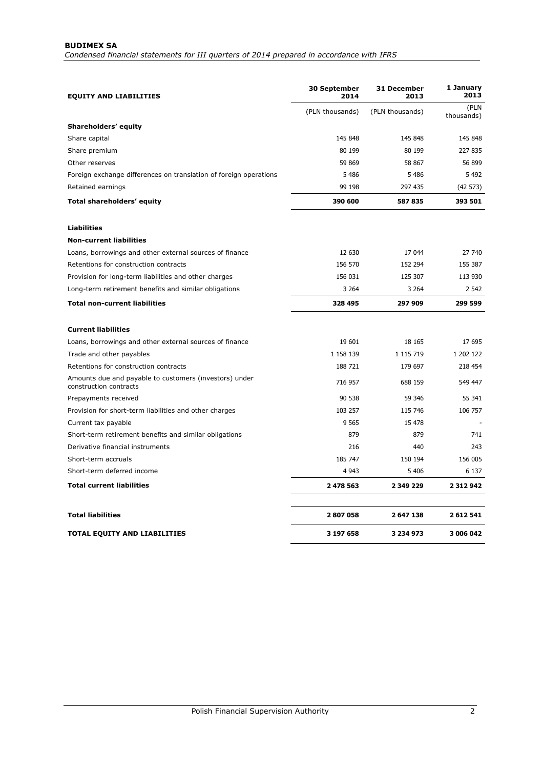| EQUITY AND LIABILITIES | 30 September 2014 | 31 December 2013 | 1 January 2013 |
|---|---|---|---|
| | (PLN thousands) | (PLN thousands) | (PLN thousands) |
| **Shareholders' equity** | | | |
| Share capital | 145 848 | 145 848 | 145 848 |
| Share premium | 80 199 | 80 199 | 227 835 |
| Other reserves | 59 869 | 58 867 | 56 899 |
| Foreign exchange differences on translation of foreign operations | 5 486 | 5 486 | 5 492 |
| Retained earnings | 99 198 | 297 435 | (42 573) |
| **Total shareholders' equity** | **390 600** | **587 835** | **393 501** |
| | | | |
| **Liabilities** | | | |
| **Non-current liabilities** | | | |
| Loans, borrowings and other external sources of finance | 12 630 | 17 044 | 27 740 |
| Retentions for construction contracts | 156 570 | 152 294 | 155 387 |
| Provision for long-term liabilities and other charges | 156 031 | 125 307 | 113 930 |
| Long-term retirement benefits and similar obligations | 3 264 | 3 264 | 2 542 |
| **Total non-current liabilities** | **328 495** | **297 909** | **299 599** |
| | | | |
| **Current liabilities** | | | |
| Loans, borrowings and other external sources of finance | 19 601 | 18 165 | 17 695 |
| Trade and other payables | 1 158 139 | 1 115 719 | 1 202 122 |
| Retentions for construction contracts | 188 721 | 179 697 | 218 454 |
| Amounts due and payable to customers (investors) under construction contracts | 716 957 | 688 159 | 549 447 |
| Prepayments received | 90 538 | 59 346 | 55 341 |
| Provision for short-term liabilities and other charges | 103 257 | 115 746 | 106 757 |
| Current tax payable | 9 565 | 15 478 | - |
| Short-term retirement benefits and similar obligations | 879 | 879 | 741 |
| Derivative financial instruments | 216 | 440 | 243 |
| Short-term accruals | 185 747 | 150 194 | 156 005 |
| Short-term deferred income | 4 943 | 5 406 | 6 137 |
| **Total current liabilities** | **2 478 563** | **2 349 229** | **2 312 942** |
| | | | |
| **Total liabilities** | **2 807 058** | **2 647 138** | **2 612 541** |
| **TOTAL EQUITY AND LIABILITIES** | **3 197 658** | **3 234 973** | **3 006 042** |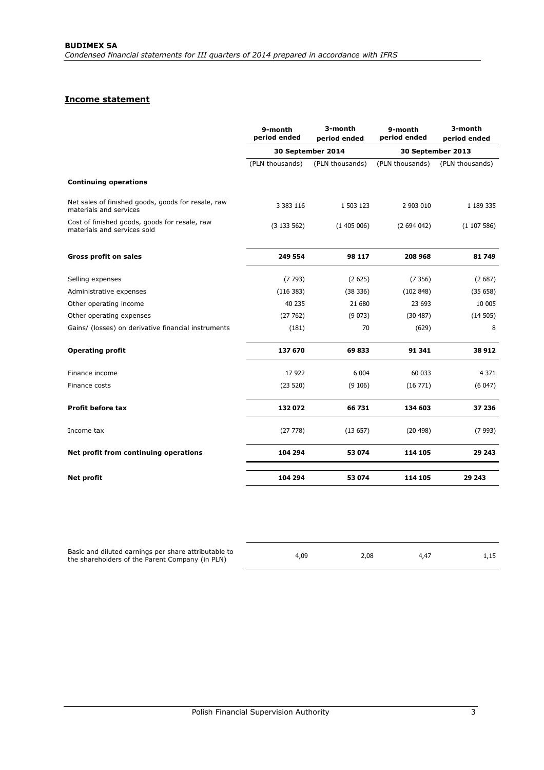**BUDIMEX SA**
*Condensed financial statements for III quarters of 2014 prepared in accordance with IFRS*

## Income statement

| | 9-month period ended | 3-month period ended | 9-month period ended | 3-month period ended |
|---|---|---|---|---|
| | 30 September 2014 | | 30 September 2013 | |
| | (PLN thousands) | (PLN thousands) | (PLN thousands) | (PLN thousands) |
| **Continuing operations** | | | | |
| Net sales of finished goods, goods for resale, raw materials and services | 3 383 116 | 1 503 123 | 2 903 010 | 1 189 335 |
| Cost of finished goods, goods for resale, raw materials and services sold | (3 133 562) | (1 405 006) | (2 694 042) | (1 107 586) |
| **Gross profit on sales** | **249 554** | **98 117** | **208 968** | **81 749** |
| Selling expenses | (7 793) | (2 625) | (7 356) | (2 687) |
| Administrative expenses | (116 383) | (38 336) | (102 848) | (35 658) |
| Other operating income | 40 235 | 21 680 | 23 693 | 10 005 |
| Other operating expenses | (27 762) | (9 073) | (30 487) | (14 505) |
| Gains/ (losses) on derivative financial instruments | (181) | 70 | (629) | 8 |
| **Operating profit** | **137 670** | **69 833** | **91 341** | **38 912** |
| Finance income | 17 922 | 6 004 | 60 033 | 4 371 |
| Finance costs | (23 520) | (9 106) | (16 771) | (6 047) |
| **Profit before tax** | **132 072** | **66 731** | **134 603** | **37 236** |
| Income tax | (27 778) | (13 657) | (20 498) | (7 993) |
| **Net profit from continuing operations** | **104 294** | **53 074** | **114 105** | **29 243** |
| **Net profit** | **104 294** | **53 074** | **114 105** | **29 243** |

| | | | | |
|---|---|---|---|---|
| Basic and diluted earnings per share attributable to the shareholders of the Parent Company (in PLN) | 4,09 | 2,08 | 4,47 | 1,15 |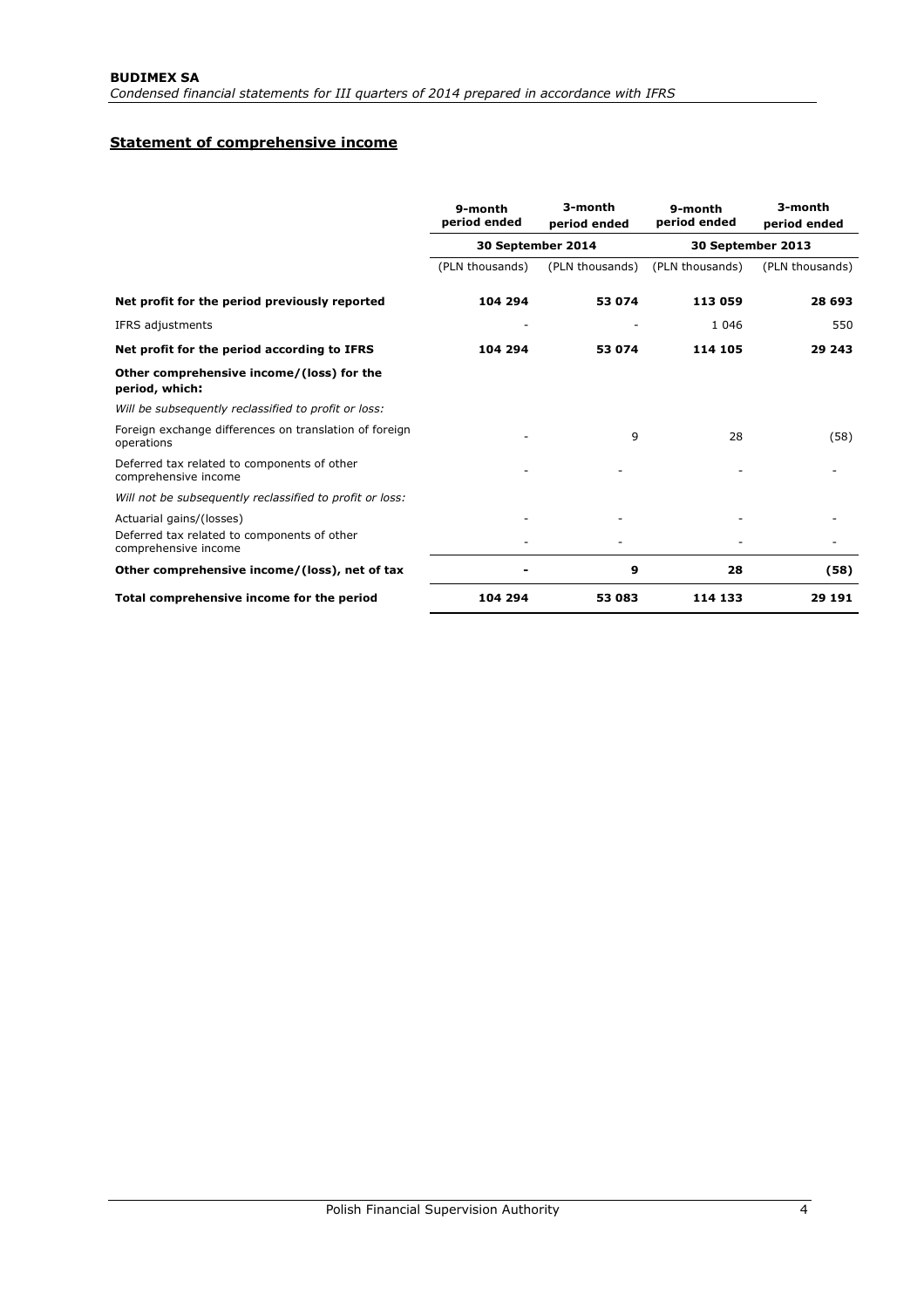## Statement of comprehensive income

| | 9-month period ended | 3-month period ended | 9-month period ended | 3-month period ended |
|---|---|---|---|---|
| | 30 September 2014 | | 30 September 2013 | |
| | (PLN thousands) | (PLN thousands) | (PLN thousands) | (PLN thousands) |
| **Net profit for the period previously reported** | **104 294** | **53 074** | **113 059** | **28 693** |
| IFRS adjustments | - | - | 1 046 | 550 |
| **Net profit for the period according to IFRS** | **104 294** | **53 074** | **114 105** | **29 243** |
| **Other comprehensive income/(loss) for the period, which:** | | | | |
| *Will be subsequently reclassified to profit or loss:* | | | | |
| Foreign exchange differences on translation of foreign operations | - | 9 | 28 | (58) |
| Deferred tax related to components of other comprehensive income | - | - | - | - |
| *Will not be subsequently reclassified to profit or loss:* | | | | |
| Actuarial gains/(losses) | - | - | - | - |
| Deferred tax related to components of other comprehensive income | - | - | - | - |
| **Other comprehensive income/(loss), net of tax** | **-** | **9** | **28** | **(58)** |
| **Total comprehensive income for the period** | **104 294** | **53 083** | **114 133** | **29 191** |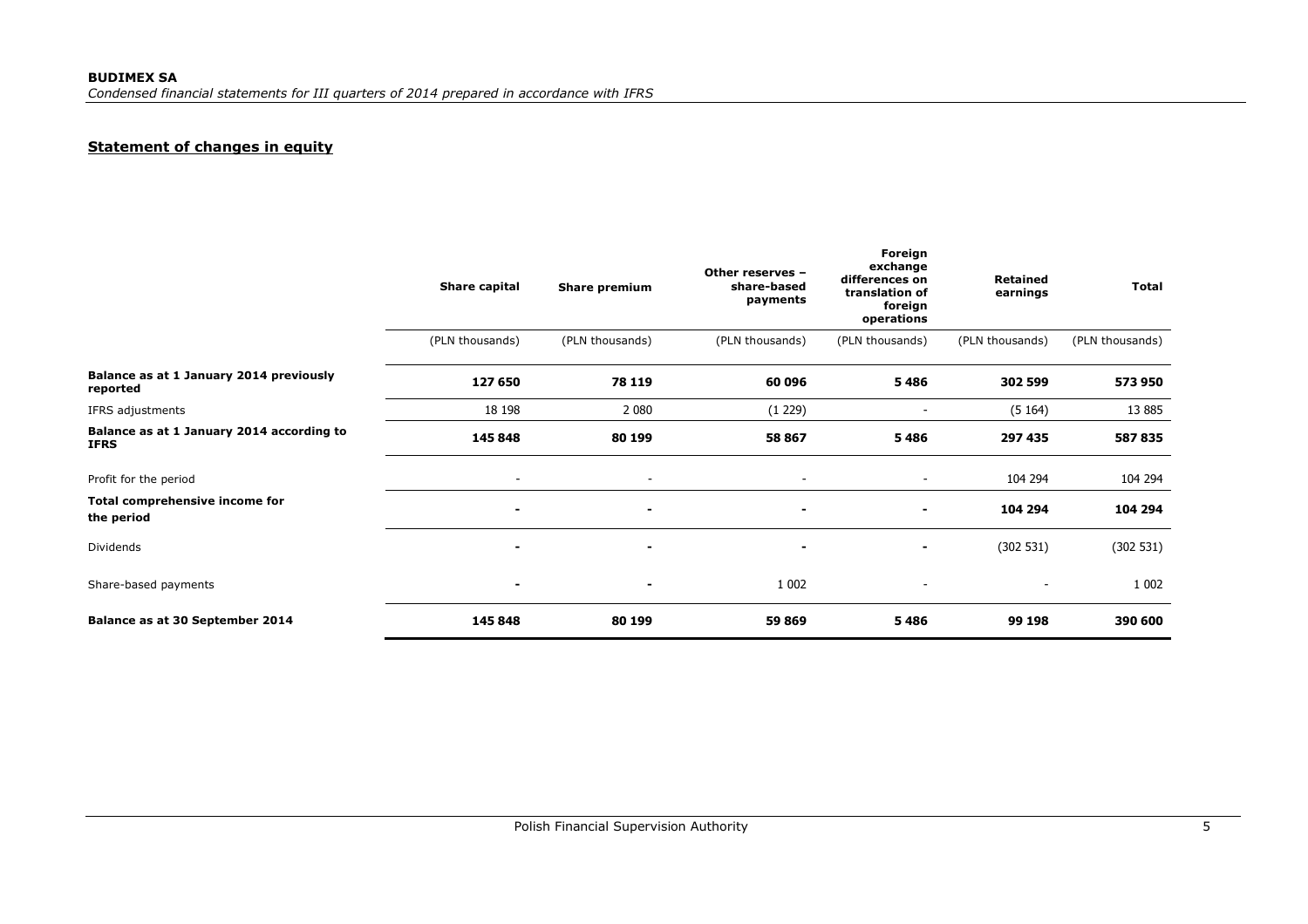## Statement of changes in equity

| | Share capital | Share premium | Other reserves – share-based payments | Foreign exchange differences on translation of foreign operations | Retained earnings | Total |
|---|---|---|---|---|---|---|
| | (PLN thousands) | (PLN thousands) | (PLN thousands) | (PLN thousands) | (PLN thousands) | (PLN thousands) |
| **Balance as at 1 January 2014 previously reported** | **127 650** | **78 119** | **60 096** | **5 486** | **302 599** | **573 950** |
| IFRS adjustments | 18 198 | 2 080 | (1 229) | - | (5 164) | 13 885 |
| **Balance as at 1 January 2014 according to IFRS** | **145 848** | **80 199** | **58 867** | **5 486** | **297 435** | **587 835** |
| Profit for the period | - | - | - | - | 104 294 | 104 294 |
| **Total comprehensive income for the period** | **-** | **-** | **-** | **-** | **104 294** | **104 294** |
| Dividends | - | - | - | - | (302 531) | (302 531) |
| Share-based payments | - | - | 1 002 | - | - | 1 002 |
| **Balance as at 30 September 2014** | **145 848** | **80 199** | **59 869** | **5 486** | **99 198** | **390 600** |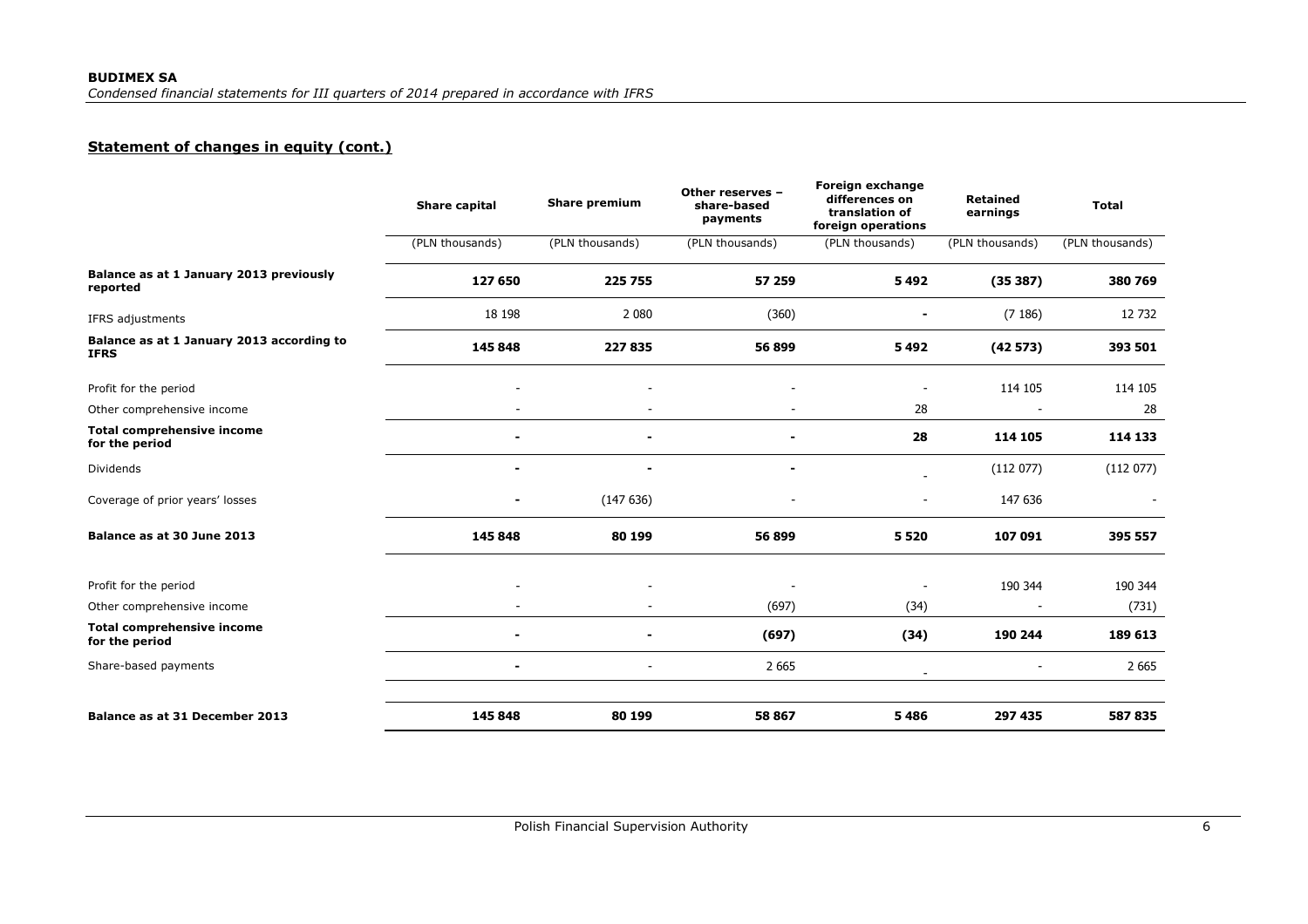## Statement of changes in equity (cont.)

| | Share capital | Share premium | Other reserves – share-based payments | Foreign exchange differences on translation of foreign operations | Retained earnings | Total |
|---|---|---|---|---|---|---|
| | (PLN thousands) | (PLN thousands) | (PLN thousands) | (PLN thousands) | (PLN thousands) | (PLN thousands) |
| **Balance as at 1 January 2013 previously reported** | **127 650** | **225 755** | **57 259** | **5 492** | **(35 387)** | **380 769** |
| IFRS adjustments | 18 198 | 2 080 | (360) | - | (7 186) | 12 732 |
| **Balance as at 1 January 2013 according to IFRS** | **145 848** | **227 835** | **56 899** | **5 492** | **(42 573)** | **393 501** |
| Profit for the period | - | - | - | - | 114 105 | 114 105 |
| Other comprehensive income | - | - | - | 28 | - | 28 |
| **Total comprehensive income for the period** | **-** | **-** | **-** | **28** | **114 105** | **114 133** |
| Dividends | - | - | - | - | (112 077) | (112 077) |
| Coverage of prior years' losses | - | (147 636) | - | - | 147 636 | - |
| **Balance as at 30 June 2013** | **145 848** | **80 199** | **56 899** | **5 520** | **107 091** | **395 557** |
| Profit for the period | - | - | - | - | 190 344 | 190 344 |
| Other comprehensive income | - | - | (697) | (34) | - | (731) |
| **Total comprehensive income for the period** | **-** | **-** | **(697)** | **(34)** | **190 244** | **189 613** |
| Share-based payments | - | - | 2 665 | - | - | 2 665 |
| **Balance as at 31 December 2013** | **145 848** | **80 199** | **58 867** | **5 486** | **297 435** | **587 835** |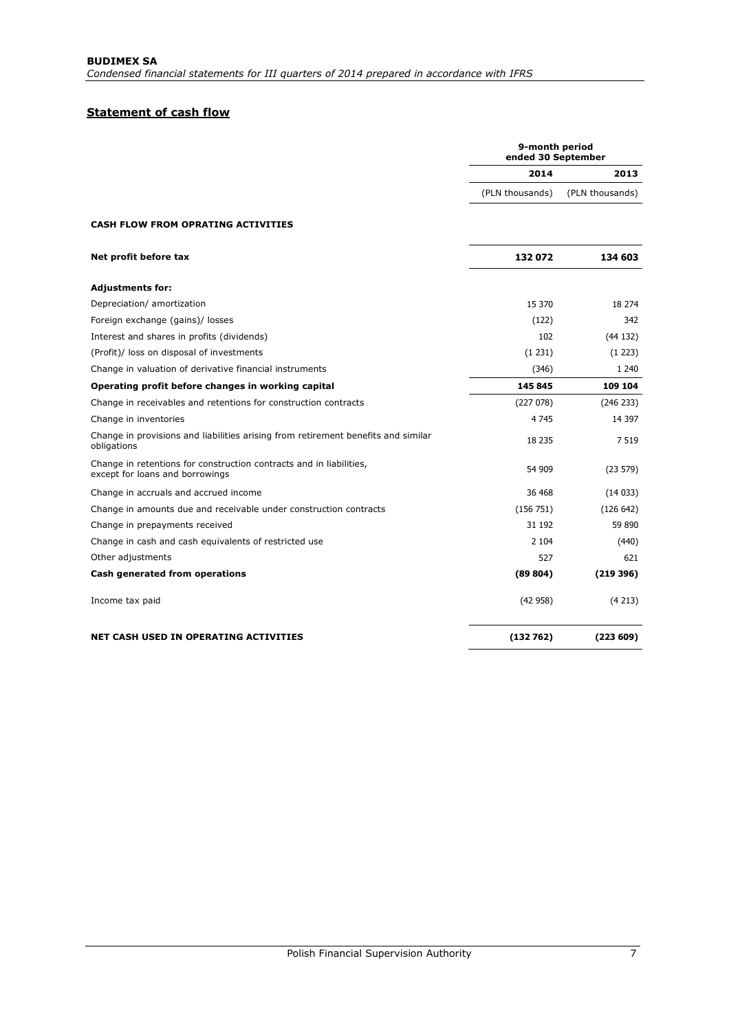## Statement of cash flow

| | 9-month period ended 30 September | |
|---|---|---|
| | **2014** | **2013** |
| | (PLN thousands) | (PLN thousands) |
| **CASH FLOW FROM OPRATING ACTIVITIES** | | |
| **Net profit before tax** | **132 072** | **134 603** |
| **Adjustments for:** | | |
| Depreciation/ amortization | 15 370 | 18 274 |
| Foreign exchange (gains)/ losses | (122) | 342 |
| Interest and shares in profits (dividends) | 102 | (44 132) |
| (Profit)/ loss on disposal of investments | (1 231) | (1 223) |
| Change in valuation of derivative financial instruments | (346) | 1 240 |
| **Operating profit before changes in working capital** | **145 845** | **109 104** |
| Change in receivables and retentions for construction contracts | (227 078) | (246 233) |
| Change in inventories | 4 745 | 14 397 |
| Change in provisions and liabilities arising from retirement benefits and similar obligations | 18 235 | 7 519 |
| Change in retentions for construction contracts and in liabilities, except for loans and borrowings | 54 909 | (23 579) |
| Change in accruals and accrued income | 36 468 | (14 033) |
| Change in amounts due and receivable under construction contracts | (156 751) | (126 642) |
| Change in prepayments received | 31 192 | 59 890 |
| Change in cash and cash equivalents of restricted use | 2 104 | (440) |
| Other adjustments | 527 | 621 |
| **Cash generated from operations** | **(89 804)** | **(219 396)** |
| Income tax paid | (42 958) | (4 213) |
| **NET CASH USED IN OPERATING ACTIVITIES** | **(132 762)** | **(223 609)** |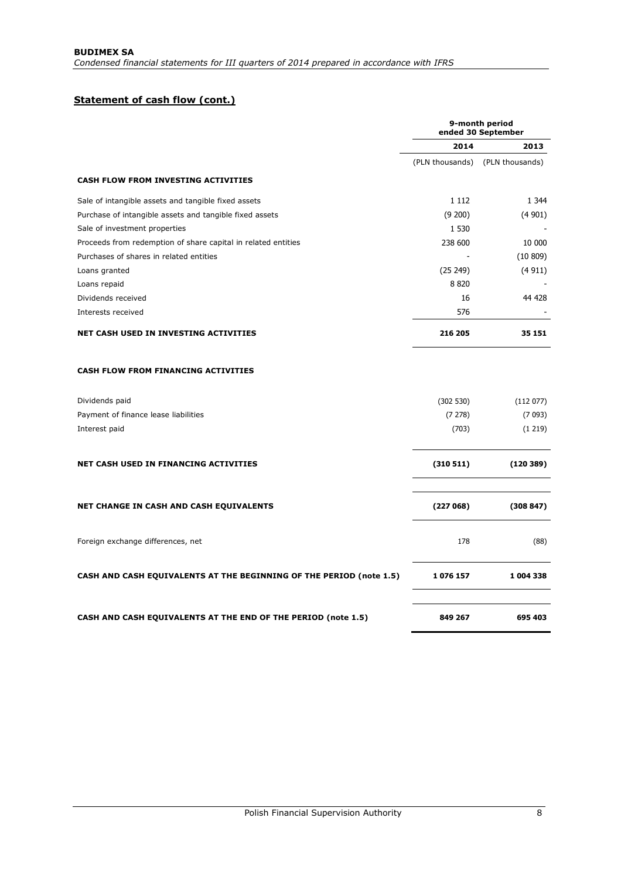## Statement of cash flow (cont.)

| | 9-month period ended 30 September | |
|---|---|---|
| | 2014 | 2013 |
| | (PLN thousands) | (PLN thousands) |
| **CASH FLOW FROM INVESTING ACTIVITIES** | | |
| Sale of intangible assets and tangible fixed assets | 1 112 | 1 344 |
| Purchase of intangible assets and tangible fixed assets | (9 200) | (4 901) |
| Sale of investment properties | 1 530 | - |
| Proceeds from redemption of share capital in related entities | 238 600 | 10 000 |
| Purchases of shares in related entities | - | (10 809) |
| Loans granted | (25 249) | (4 911) |
| Loans repaid | 8 820 | - |
| Dividends received | 16 | 44 428 |
| Interests received | 576 | - |
| **NET CASH USED IN INVESTING ACTIVITIES** | **216 205** | **35 151** |
| **CASH FLOW FROM FINANCING ACTIVITIES** | | |
| Dividends paid | (302 530) | (112 077) |
| Payment of finance lease liabilities | (7 278) | (7 093) |
| Interest paid | (703) | (1 219) |
| **NET CASH USED IN FINANCING ACTIVITIES** | **(310 511)** | **(120 389)** |
| **NET CHANGE IN CASH AND CASH EQUIVALENTS** | **(227 068)** | **(308 847)** |
| Foreign exchange differences, net | 178 | (88) |
| **CASH AND CASH EQUIVALENTS AT THE BEGINNING OF THE PERIOD (note 1.5)** | **1 076 157** | **1 004 338** |
| **CASH AND CASH EQUIVALENTS AT THE END OF THE PERIOD (note 1.5)** | **849 267** | **695 403** |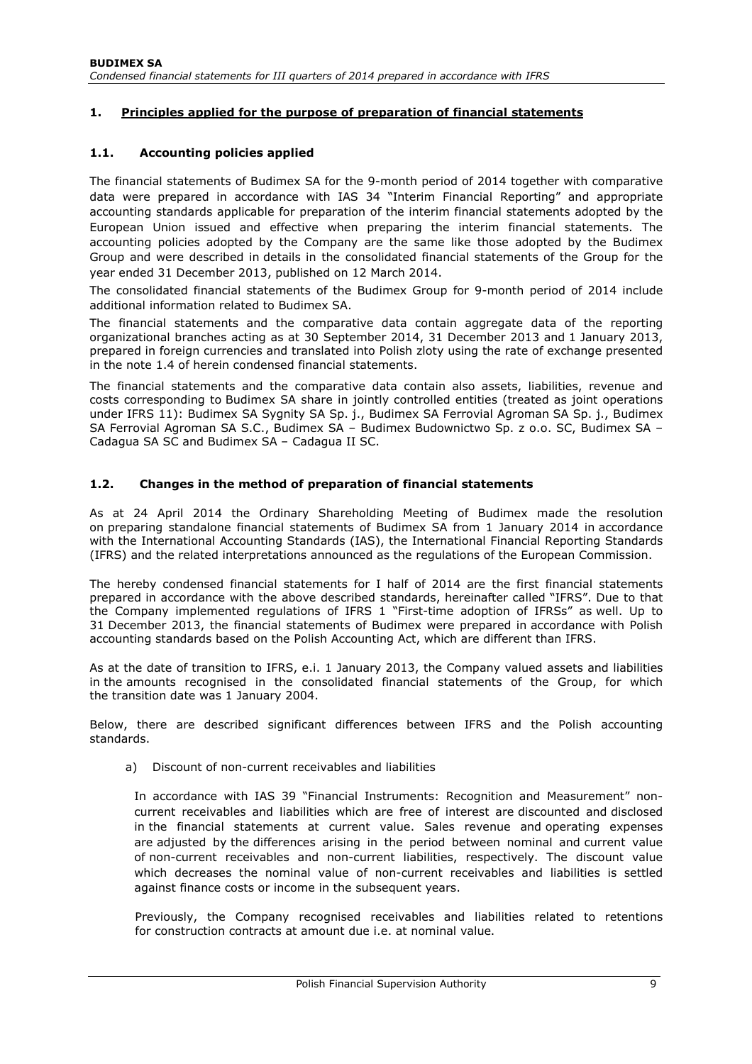## 1. Principles applied for the purpose of preparation of financial statements

### 1.1. Accounting policies applied

The financial statements of Budimex SA for the 9-month period of 2014 together with comparative data were prepared in accordance with IAS 34 "Interim Financial Reporting" and appropriate accounting standards applicable for preparation of the interim financial statements adopted by the European Union issued and effective when preparing the interim financial statements. The accounting policies adopted by the Company are the same like those adopted by the Budimex Group and were described in details in the consolidated financial statements of the Group for the year ended 31 December 2013, published on 12 March 2014.

The consolidated financial statements of the Budimex Group for 9-month period of 2014 include additional information related to Budimex SA.

The financial statements and the comparative data contain aggregate data of the reporting organizational branches acting as at 30 September 2014, 31 December 2013 and 1 January 2013, prepared in foreign currencies and translated into Polish zloty using the rate of exchange presented in the note 1.4 of herein condensed financial statements.

The financial statements and the comparative data contain also assets, liabilities, revenue and costs corresponding to Budimex SA share in jointly controlled entities (treated as joint operations under IFRS 11): Budimex SA Sygnity SA Sp. j., Budimex SA Ferrovial Agroman SA Sp. j., Budimex SA Ferrovial Agroman SA S.C., Budimex SA – Budimex Budownictwo Sp. z o.o. SC, Budimex SA – Cadagua SA SC and Budimex SA – Cadagua II SC.

### 1.2. Changes in the method of preparation of financial statements

As at 24 April 2014 the Ordinary Shareholding Meeting of Budimex made the resolution on preparing standalone financial statements of Budimex SA from 1 January 2014 in accordance with the International Accounting Standards (IAS), the International Financial Reporting Standards (IFRS) and the related interpretations announced as the regulations of the European Commission.

The hereby condensed financial statements for I half of 2014 are the first financial statements prepared in accordance with the above described standards, hereinafter called "IFRS". Due to that the Company implemented regulations of IFRS 1 "First-time adoption of IFRSs" as well. Up to 31 December 2013, the financial statements of Budimex were prepared in accordance with Polish accounting standards based on the Polish Accounting Act, which are different than IFRS.

As at the date of transition to IFRS, e.i. 1 January 2013, the Company valued assets and liabilities in the amounts recognised in the consolidated financial statements of the Group, for which the transition date was 1 January 2004.

Below, there are described significant differences between IFRS and the Polish accounting standards.

a) Discount of non-current receivables and liabilities

In accordance with IAS 39 "Financial Instruments: Recognition and Measurement" non-current receivables and liabilities which are free of interest are discounted and disclosed in the financial statements at current value. Sales revenue and operating expenses are adjusted by the differences arising in the period between nominal and current value of non-current receivables and non-current liabilities, respectively. The discount value which decreases the nominal value of non-current receivables and liabilities is settled against finance costs or income in the subsequent years.

Previously, the Company recognised receivables and liabilities related to retentions for construction contracts at amount due i.e. at nominal value.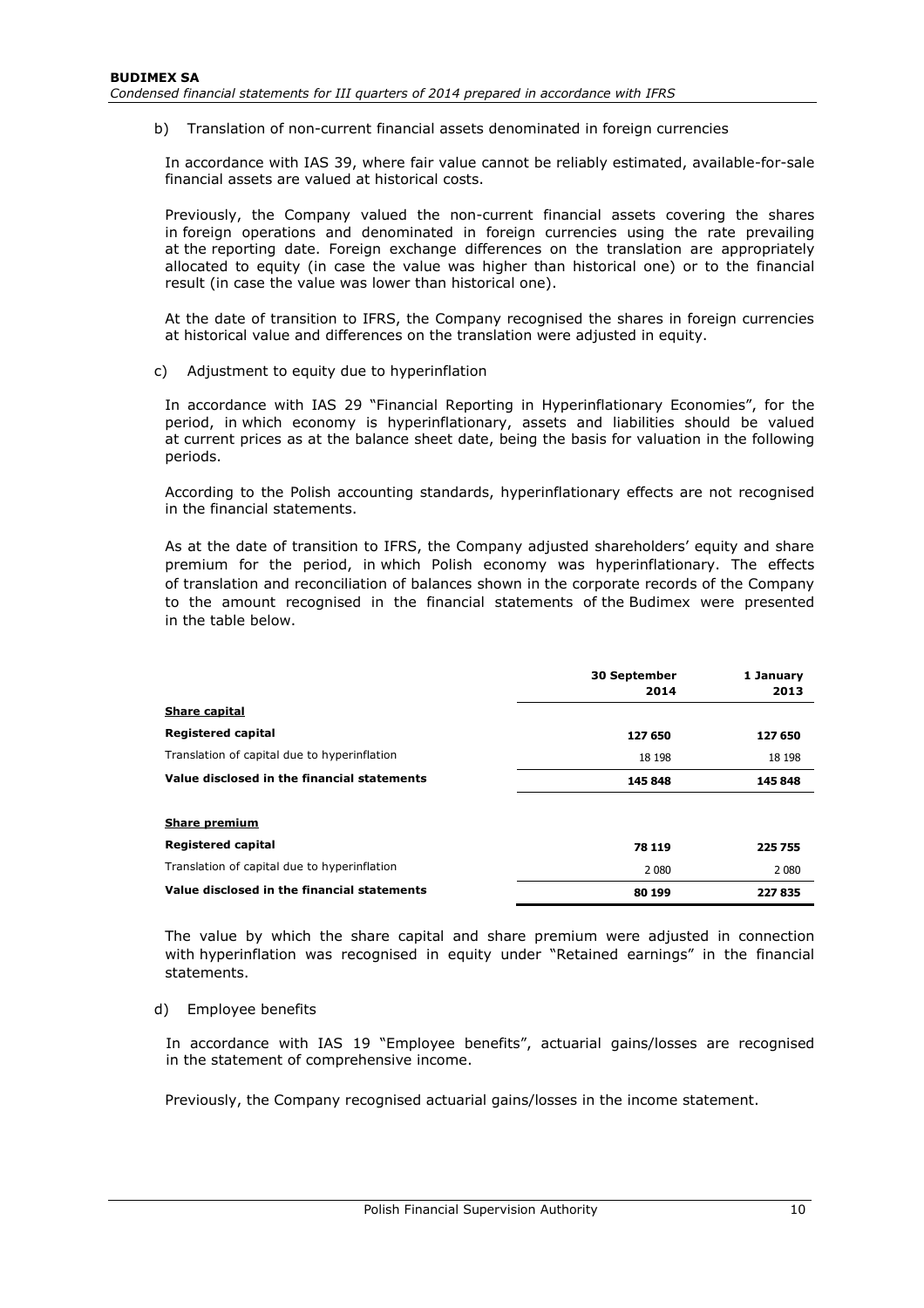b) Translation of non-current financial assets denominated in foreign currencies

In accordance with IAS 39, where fair value cannot be reliably estimated, available-for-sale financial assets are valued at historical costs.

Previously, the Company valued the non-current financial assets covering the shares in foreign operations and denominated in foreign currencies using the rate prevailing at the reporting date. Foreign exchange differences on the translation are appropriately allocated to equity (in case the value was higher than historical one) or to the financial result (in case the value was lower than historical one).

At the date of transition to IFRS, the Company recognised the shares in foreign currencies at historical value and differences on the translation were adjusted in equity.

c) Adjustment to equity due to hyperinflation

In accordance with IAS 29 "Financial Reporting in Hyperinflationary Economies", for the period, in which economy is hyperinflationary, assets and liabilities should be valued at current prices as at the balance sheet date, being the basis for valuation in the following periods.

According to the Polish accounting standards, hyperinflationary effects are not recognised in the financial statements.

As at the date of transition to IFRS, the Company adjusted shareholders' equity and share premium for the period, in which Polish economy was hyperinflationary. The effects of translation and reconciliation of balances shown in the corporate records of the Company to the amount recognised in the financial statements of the Budimex were presented in the table below.

| | 30 September 2014 | 1 January 2013 |
|---|---|---|
| **Share capital** | | |
| **Registered capital** | **127 650** | **127 650** |
| Translation of capital due to hyperinflation | 18 198 | 18 198 |
| **Value disclosed in the financial statements** | **145 848** | **145 848** |
| | | |
| **Share premium** | | |
| **Registered capital** | **78 119** | **225 755** |
| Translation of capital due to hyperinflation | 2 080 | 2 080 |
| **Value disclosed in the financial statements** | **80 199** | **227 835** |

The value by which the share capital and share premium were adjusted in connection with hyperinflation was recognised in equity under "Retained earnings" in the financial statements.

d) Employee benefits

In accordance with IAS 19 "Employee benefits", actuarial gains/losses are recognised in the statement of comprehensive income.

Previously, the Company recognised actuarial gains/losses in the income statement.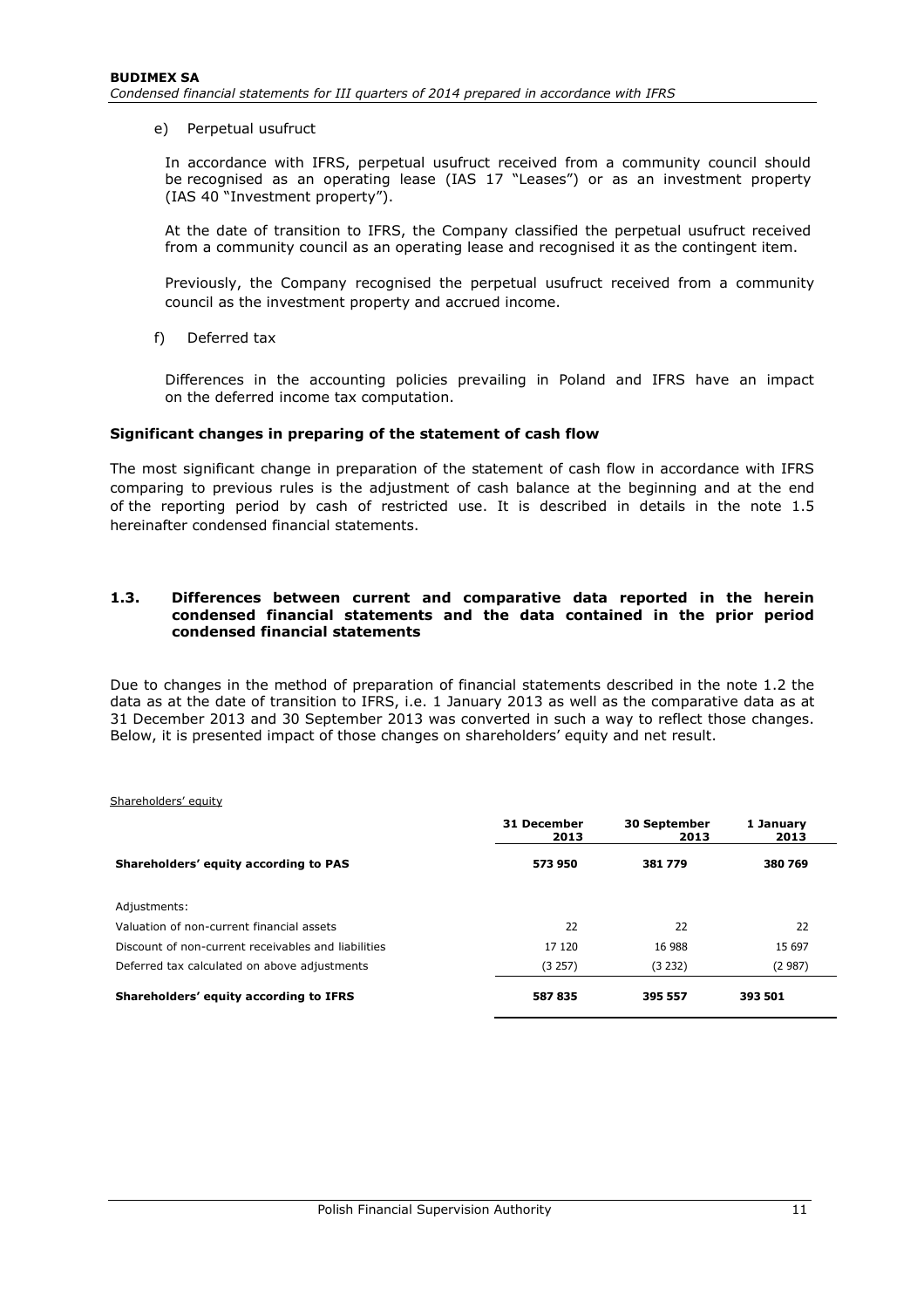e) Perpetual usufruct

In accordance with IFRS, perpetual usufruct received from a community council should be recognised as an operating lease (IAS 17 "Leases") or as an investment property (IAS 40 "Investment property").

At the date of transition to IFRS, the Company classified the perpetual usufruct received from a community council as an operating lease and recognised it as the contingent item.

Previously, the Company recognised the perpetual usufruct received from a community council as the investment property and accrued income.

f) Deferred tax

Differences in the accounting policies prevailing in Poland and IFRS have an impact on the deferred income tax computation.

**Significant changes in preparing of the statement of cash flow**

The most significant change in preparation of the statement of cash flow in accordance with IFRS comparing to previous rules is the adjustment of cash balance at the beginning and at the end of the reporting period by cash of restricted use. It is described in details in the note 1.5 hereinafter condensed financial statements.

## 1.3. Differences between current and comparative data reported in the herein condensed financial statements and the data contained in the prior period condensed financial statements

Due to changes in the method of preparation of financial statements described in the note 1.2 the data as at the date of transition to IFRS, i.e. 1 January 2013 as well as the comparative data as at 31 December 2013 and 30 September 2013 was converted in such a way to reflect those changes. Below, it is presented impact of those changes on shareholders' equity and net result.

Shareholders' equity

| | 31 December 2013 | 30 September 2013 | 1 January 2013 |
|---|---|---|---|
| **Shareholders' equity according to PAS** | **573 950** | **381 779** | **380 769** |
| Adjustments: | | | |
| Valuation of non-current financial assets | 22 | 22 | 22 |
| Discount of non-current receivables and liabilities | 17 120 | 16 988 | 15 697 |
| Deferred tax calculated on above adjustments | (3 257) | (3 232) | (2 987) |
| **Shareholders' equity according to IFRS** | **587 835** | **395 557** | **393 501** |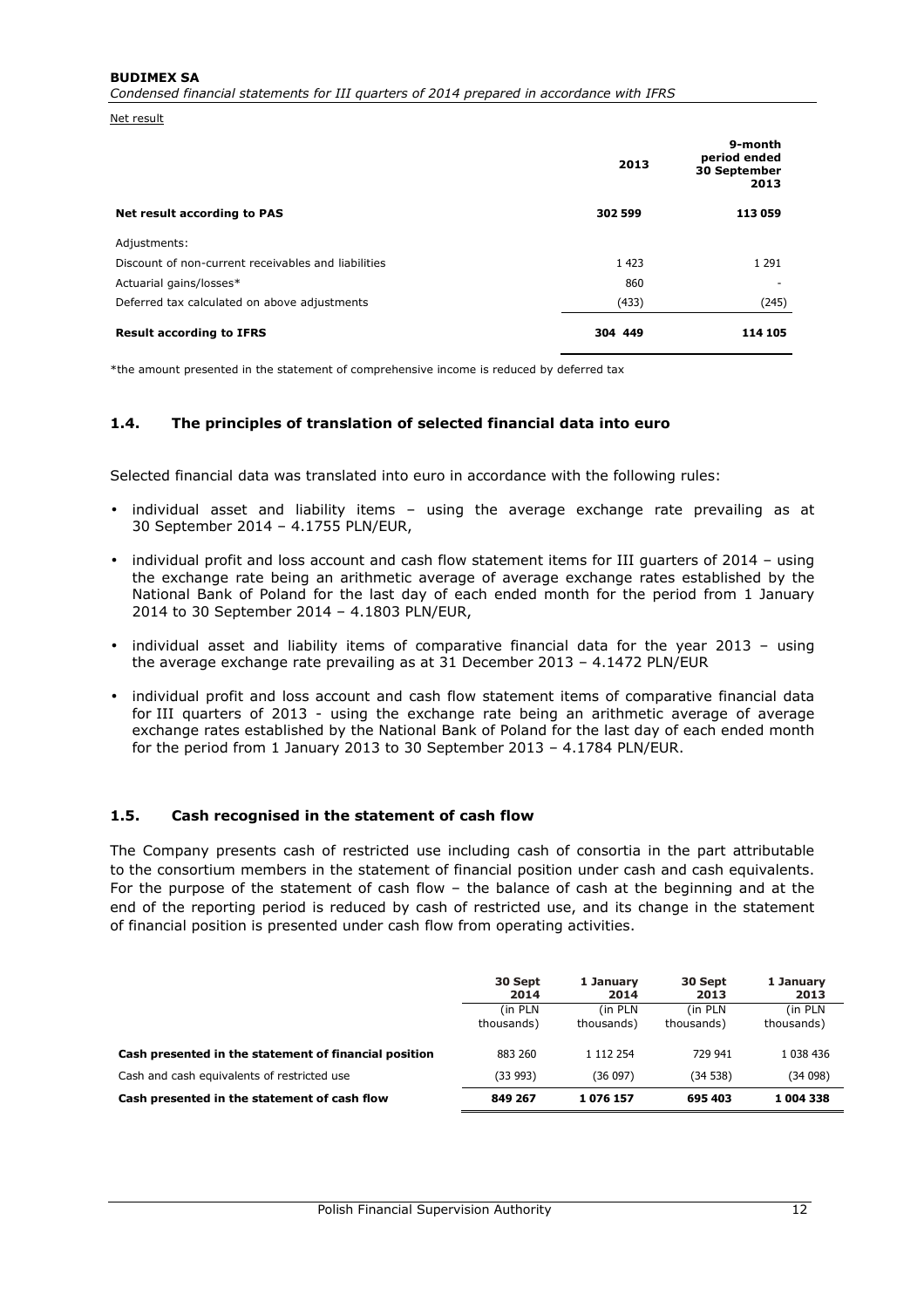Net result

| | 2013 | 9-month period ended 30 September 2013 |
|---|---|---|
| **Net result according to PAS** | **302 599** | **113 059** |
| Adjustments: | | |
| Discount of non-current receivables and liabilities | 1 423 | 1 291 |
| Actuarial gains/losses* | 860 | - |
| Deferred tax calculated on above adjustments | (433) | (245) |
| **Result according to IFRS** | **304 449** | **114 105** |

*the amount presented in the statement of comprehensive income is reduced by deferred tax

### 1.4. The principles of translation of selected financial data into euro

Selected financial data was translated into euro in accordance with the following rules:

- individual asset and liability items – using the average exchange rate prevailing as at 30 September 2014 – 4.1755 PLN/EUR,
- individual profit and loss account and cash flow statement items for III quarters of 2014 – using the exchange rate being an arithmetic average of average exchange rates established by the National Bank of Poland for the last day of each ended month for the period from 1 January 2014 to 30 September 2014 – 4.1803 PLN/EUR,
- individual asset and liability items of comparative financial data for the year 2013 – using the average exchange rate prevailing as at 31 December 2013 – 4.1472 PLN/EUR
- individual profit and loss account and cash flow statement items of comparative financial data for III quarters of 2013 - using the exchange rate being an arithmetic average of average exchange rates established by the National Bank of Poland for the last day of each ended month for the period from 1 January 2013 to 30 September 2013 – 4.1784 PLN/EUR.

### 1.5. Cash recognised in the statement of cash flow

The Company presents cash of restricted use including cash of consortia in the part attributable to the consortium members in the statement of financial position under cash and cash equivalents. For the purpose of the statement of cash flow – the balance of cash at the beginning and at the end of the reporting period is reduced by cash of restricted use, and its change in the statement of financial position is presented under cash flow from operating activities.

| | 30 Sept 2014 | 1 January 2014 | 30 Sept 2013 | 1 January 2013 |
|---|---|---|---|---|
| | (in PLN thousands) | (in PLN thousands) | (in PLN thousands) | (in PLN thousands) |
| **Cash presented in the statement of financial position** | 883 260 | 1 112 254 | 729 941 | 1 038 436 |
| Cash and cash equivalents of restricted use | (33 993) | (36 097) | (34 538) | (34 098) |
| **Cash presented in the statement of cash flow** | **849 267** | **1 076 157** | **695 403** | **1 004 338** |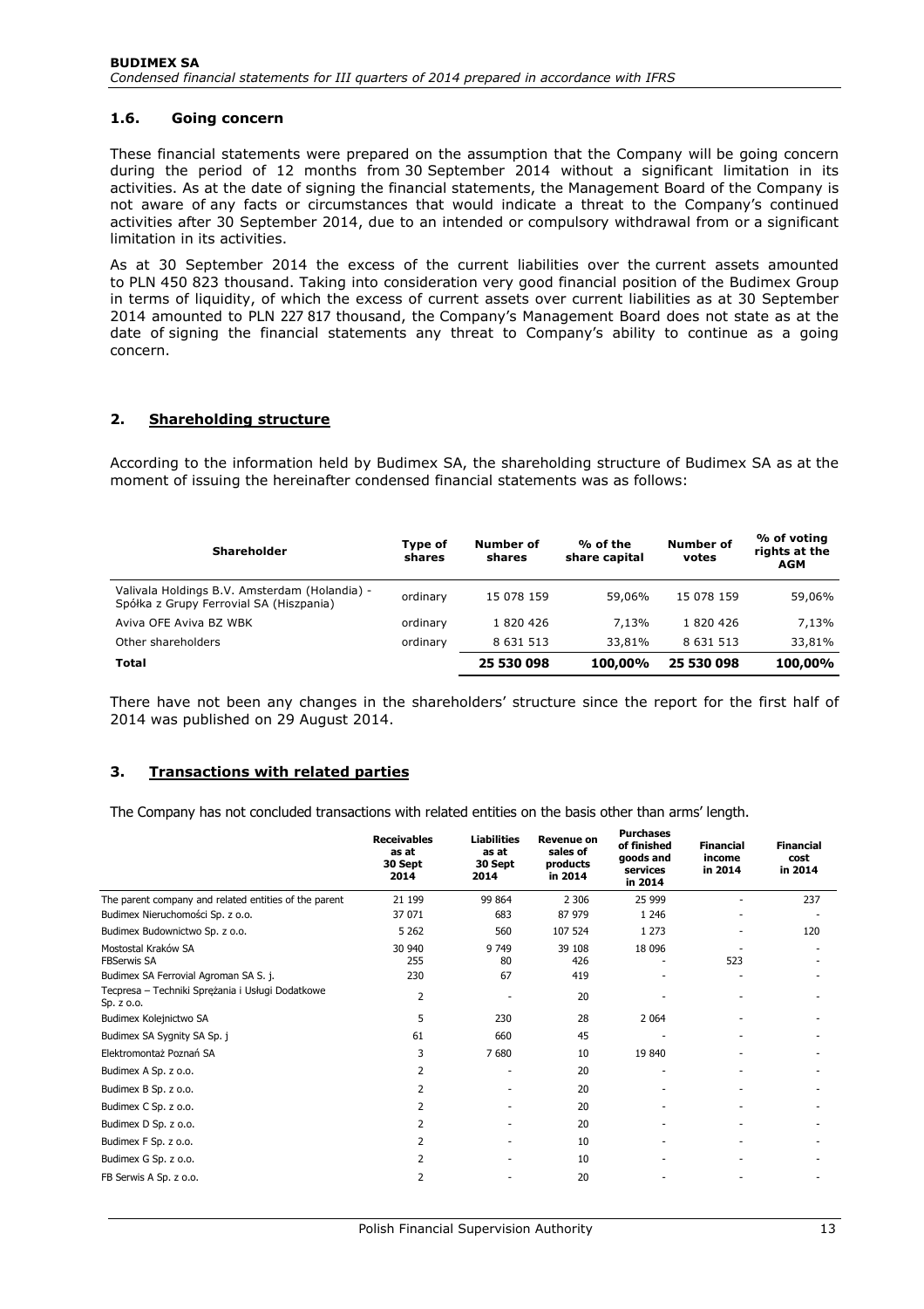### 1.6. Going concern

These financial statements were prepared on the assumption that the Company will be going concern during the period of 12 months from 30 September 2014 without a significant limitation in its activities. As at the date of signing the financial statements, the Management Board of the Company is not aware of any facts or circumstances that would indicate a threat to the Company's continued activities after 30 September 2014, due to an intended or compulsory withdrawal from or a significant limitation in its activities.

As at 30 September 2014 the excess of the current liabilities over the current assets amounted to PLN 450 823 thousand. Taking into consideration very good financial position of the Budimex Group in terms of liquidity, of which the excess of current assets over current liabilities as at 30 September 2014 amounted to PLN 227 817 thousand, the Company's Management Board does not state as at the date of signing the financial statements any threat to Company's ability to continue as a going concern.

## 2. Shareholding structure

According to the information held by Budimex SA, the shareholding structure of Budimex SA as at the moment of issuing the hereinafter condensed financial statements was as follows:

| Shareholder | Type of shares | Number of shares | % of the share capital | Number of votes | % of voting rights at the AGM |
|---|---|---|---|---|---|
| Valivala Holdings B.V. Amsterdam (Holandia) - Spółka z Grupy Ferrovial SA (Hiszpania) | ordinary | 15 078 159 | 59,06% | 15 078 159 | 59,06% |
| Aviva OFE Aviva BZ WBK | ordinary | 1 820 426 | 7,13% | 1 820 426 | 7,13% |
| Other shareholders | ordinary | 8 631 513 | 33,81% | 8 631 513 | 33,81% |
| **Total** | | **25 530 098** | **100,00%** | **25 530 098** | **100,00%** |

There have not been any changes in the shareholders' structure since the report for the first half of 2014 was published on 29 August 2014.

## 3. Transactions with related parties

The Company has not concluded transactions with related entities on the basis other than arms' length.

| | Receivables as at 30 Sept 2014 | Liabilities as at 30 Sept 2014 | Revenue on sales of products in 2014 | Purchases of finished goods and services in 2014 | Financial income in 2014 | Financial cost in 2014 |
|---|---|---|---|---|---|---|
| The parent company and related entities of the parent | 21 199 | 99 864 | 2 306 | 25 999 | - | 237 |
| Budimex Nieruchomości Sp. z o.o. | 37 071 | 683 | 87 979 | 1 246 | - | - |
| Budimex Budownictwo Sp. z o.o. | 5 262 | 560 | 107 524 | 1 273 | - | 120 |
| Mostostal Kraków SA | 30 940 | 9 749 | 39 108 | 18 096 | - | - |
| FBSerwis SA | 255 | 80 | 426 | - | 523 | - |
| Budimex SA Ferrovial Agroman SA S. j. | 230 | 67 | 419 | - | - | - |
| Tecpresa – Techniki Sprężania i Usługi Dodatkowe Sp. z o.o. | 2 | - | 20 | - | - | - |
| Budimex Kolejnictwo SA | 5 | 230 | 28 | 2 064 | - | - |
| Budimex SA Sygnity SA Sp. j | 61 | 660 | 45 | - | - | - |
| Elektromontaż Poznań SA | 3 | 7 680 | 10 | 19 840 | - | - |
| Budimex A Sp. z o.o. | 2 | - | 20 | - | - | - |
| Budimex B Sp. z o.o. | 2 | - | 20 | - | - | - |
| Budimex C Sp. z o.o. | 2 | - | 20 | - | - | - |
| Budimex D Sp. z o.o. | 2 | - | 20 | - | - | - |
| Budimex F Sp. z o.o. | 2 | - | 10 | - | - | - |
| Budimex G Sp. z o.o. | 2 | - | 10 | - | - | - |
| FB Serwis A Sp. z o.o. | 2 | - | 20 | - | - | - |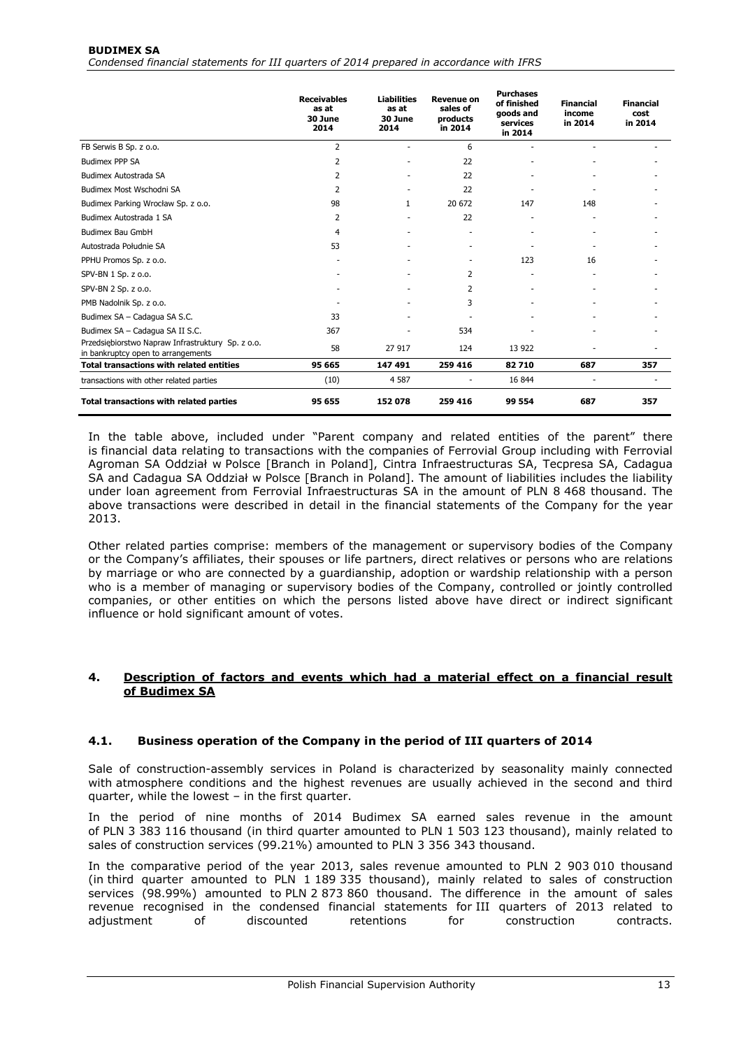| | Receivables as at 30 June 2014 | Liabilities as at 30 June 2014 | Revenue on sales of products in 2014 | Purchases of finished goods and services in 2014 | Financial income in 2014 | Financial cost in 2014 |
|---|---|---|---|---|---|---|
| FB Serwis B Sp. z o.o. | 2 | - | 6 | - | - | - |
| Budimex PPP SA | 2 | - | 22 | - | - | - |
| Budimex Autostrada SA | 2 | - | 22 | - | - | - |
| Budimex Most Wschodni SA | 2 | - | 22 | - | - | - |
| Budimex Parking Wrocław Sp. z o.o. | 98 | 1 | 20 672 | 147 | 148 | - |
| Budimex Autostrada 1 SA | 2 | - | 22 | - | - | - |
| Budimex Bau GmbH | 4 | - | - | - | - | - |
| Autostrada Południe SA | 53 | - | - | - | - | - |
| PPHU Promos Sp. z o.o. | - | - | - | 123 | 16 | - |
| SPV-BN 1 Sp. z o.o. | - | - | 2 | - | - | - |
| SPV-BN 2 Sp. z o.o. | - | - | 2 | - | - | - |
| PMB Nadolnik Sp. z o.o. | - | - | 3 | - | - | - |
| Budimex SA – Cadagua SA S.C. | 33 | - | - | - | - | - |
| Budimex SA – Cadagua SA II S.C. | 367 | - | 534 | - | - | - |
| Przedsiębiorstwo Napraw Infrastruktury Sp. z o.o. in bankruptcy open to arrangements | 58 | 27 917 | 124 | 13 922 | - | - |
| **Total transactions with related entities** | **95 665** | **147 491** | **259 416** | **82 710** | **687** | **357** |
| transactions with other related parties | (10) | 4 587 | - | 16 844 | - | - |
| **Total transactions with related parties** | **95 655** | **152 078** | **259 416** | **99 554** | **687** | **357** |

In the table above, included under "Parent company and related entities of the parent" there is financial data relating to transactions with the companies of Ferrovial Group including with Ferrovial Agroman SA Oddział w Polsce [Branch in Poland], Cintra Infraestructuras SA, Tecpresa SA, Cadagua SA and Cadagua SA Oddział w Polsce [Branch in Poland]. The amount of liabilities includes the liability under loan agreement from Ferrovial Infraestructuras SA in the amount of PLN 8 468 thousand. The above transactions were described in detail in the financial statements of the Company for the year 2013.

Other related parties comprise: members of the management or supervisory bodies of the Company or the Company's affiliates, their spouses or life partners, direct relatives or persons who are relations by marriage or who are connected by a guardianship, adoption or wardship relationship with a person who is a member of managing or supervisory bodies of the Company, controlled or jointly controlled companies, or other entities on which the persons listed above have direct or indirect significant influence or hold significant amount of votes.

## 4. Description of factors and events which had a material effect on a financial result of Budimex SA

### 4.1. Business operation of the Company in the period of III quarters of 2014

Sale of construction-assembly services in Poland is characterized by seasonality mainly connected with atmosphere conditions and the highest revenues are usually achieved in the second and third quarter, while the lowest – in the first quarter.

In the period of nine months of 2014 Budimex SA earned sales revenue in the amount of PLN 3 383 116 thousand (in third quarter amounted to PLN 1 503 123 thousand), mainly related to sales of construction services (99.21%) amounted to PLN 3 356 343 thousand.

In the comparative period of the year 2013, sales revenue amounted to PLN 2 903 010 thousand (in third quarter amounted to PLN 1 189 335 thousand), mainly related to sales of construction services (98.99%) amounted to PLN 2 873 860 thousand. The difference in the amount of sales revenue recognised in the condensed financial statements for III quarters of 2013 related to adjustment of discounted retentions for construction contracts.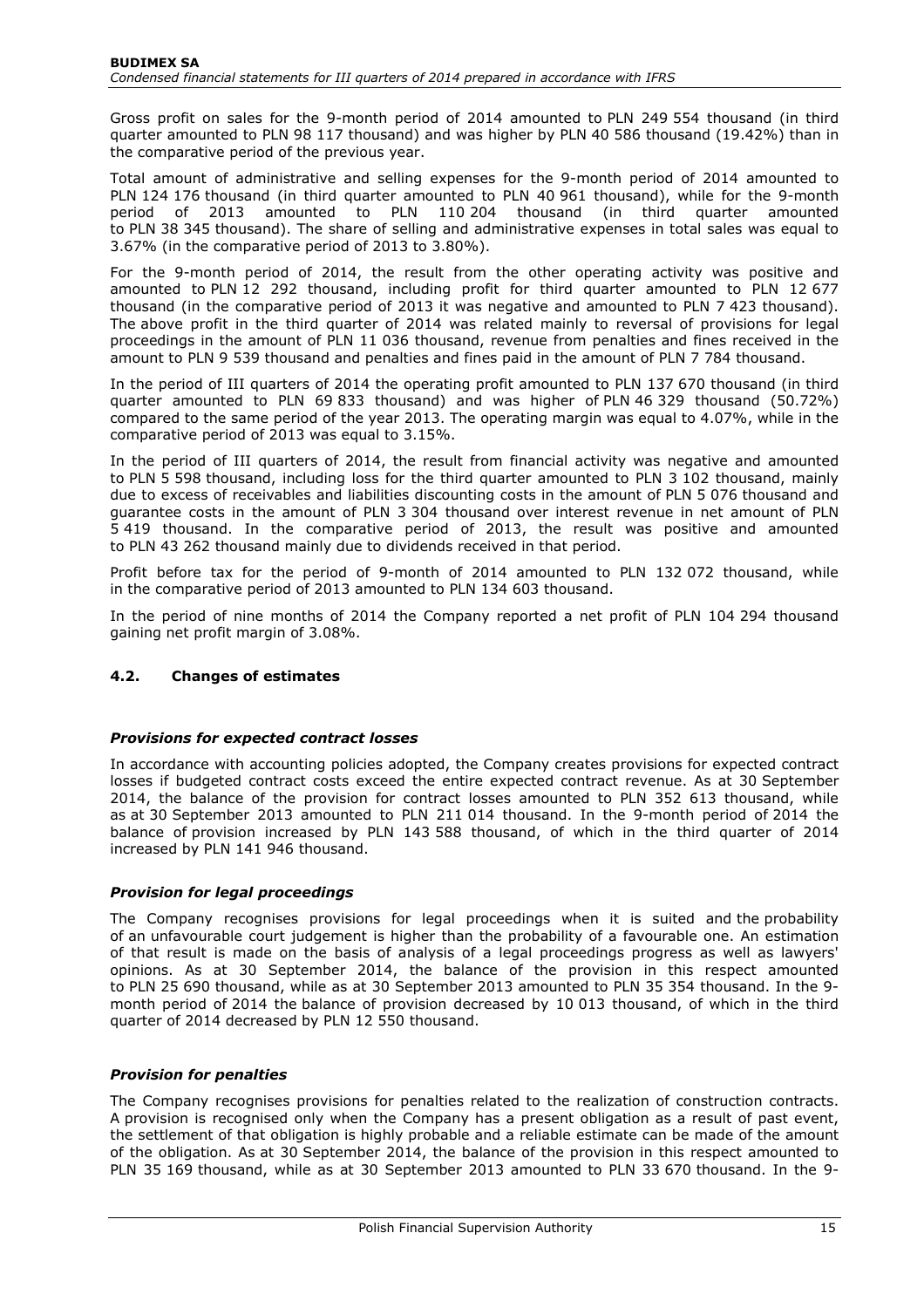Gross profit on sales for the 9-month period of 2014 amounted to PLN 249 554 thousand (in third quarter amounted to PLN 98 117 thousand) and was higher by PLN 40 586 thousand (19.42%) than in the comparative period of the previous year.

Total amount of administrative and selling expenses for the 9-month period of 2014 amounted to PLN 124 176 thousand (in third quarter amounted to PLN 40 961 thousand), while for the 9-month period of 2013 amounted to PLN 110 204 thousand (in third quarter amounted to PLN 38 345 thousand). The share of selling and administrative expenses in total sales was equal to 3.67% (in the comparative period of 2013 to 3.80%).

For the 9-month period of 2014, the result from the other operating activity was positive and amounted to PLN 12 292 thousand, including profit for third quarter amounted to PLN 12 677 thousand (in the comparative period of 2013 it was negative and amounted to PLN 7 423 thousand). The above profit in the third quarter of 2014 was related mainly to reversal of provisions for legal proceedings in the amount of PLN 11 036 thousand, revenue from penalties and fines received in the amount to PLN 9 539 thousand and penalties and fines paid in the amount of PLN 7 784 thousand.

In the period of III quarters of 2014 the operating profit amounted to PLN 137 670 thousand (in third quarter amounted to PLN 69 833 thousand) and was higher of PLN 46 329 thousand (50.72%) compared to the same period of the year 2013. The operating margin was equal to 4.07%, while in the comparative period of 2013 was equal to 3.15%.

In the period of III quarters of 2014, the result from financial activity was negative and amounted to PLN 5 598 thousand, including loss for the third quarter amounted to PLN 3 102 thousand, mainly due to excess of receivables and liabilities discounting costs in the amount of PLN 5 076 thousand and guarantee costs in the amount of PLN 3 304 thousand over interest revenue in net amount of PLN 5 419 thousand. In the comparative period of 2013, the result was positive and amounted to PLN 43 262 thousand mainly due to dividends received in that period.

Profit before tax for the period of 9-month of 2014 amounted to PLN 132 072 thousand, while in the comparative period of 2013 amounted to PLN 134 603 thousand.

In the period of nine months of 2014 the Company reported a net profit of PLN 104 294 thousand gaining net profit margin of 3.08%.

### 4.2. Changes of estimates

#### *Provisions for expected contract losses*

In accordance with accounting policies adopted, the Company creates provisions for expected contract losses if budgeted contract costs exceed the entire expected contract revenue. As at 30 September 2014, the balance of the provision for contract losses amounted to PLN 352 613 thousand, while as at 30 September 2013 amounted to PLN 211 014 thousand. In the 9-month period of 2014 the balance of provision increased by PLN 143 588 thousand, of which in the third quarter of 2014 increased by PLN 141 946 thousand.

#### *Provision for legal proceedings*

The Company recognises provisions for legal proceedings when it is suited and the probability of an unfavourable court judgement is higher than the probability of a favourable one. An estimation of that result is made on the basis of analysis of a legal proceedings progress as well as lawyers' opinions. As at 30 September 2014, the balance of the provision in this respect amounted to PLN 25 690 thousand, while as at 30 September 2013 amounted to PLN 35 354 thousand. In the 9-month period of 2014 the balance of provision decreased by 10 013 thousand, of which in the third quarter of 2014 decreased by PLN 12 550 thousand.

#### *Provision for penalties*

The Company recognises provisions for penalties related to the realization of construction contracts. A provision is recognised only when the Company has a present obligation as a result of past event, the settlement of that obligation is highly probable and a reliable estimate can be made of the amount of the obligation. As at 30 September 2014, the balance of the provision in this respect amounted to PLN 35 169 thousand, while as at 30 September 2013 amounted to PLN 33 670 thousand. In the 9-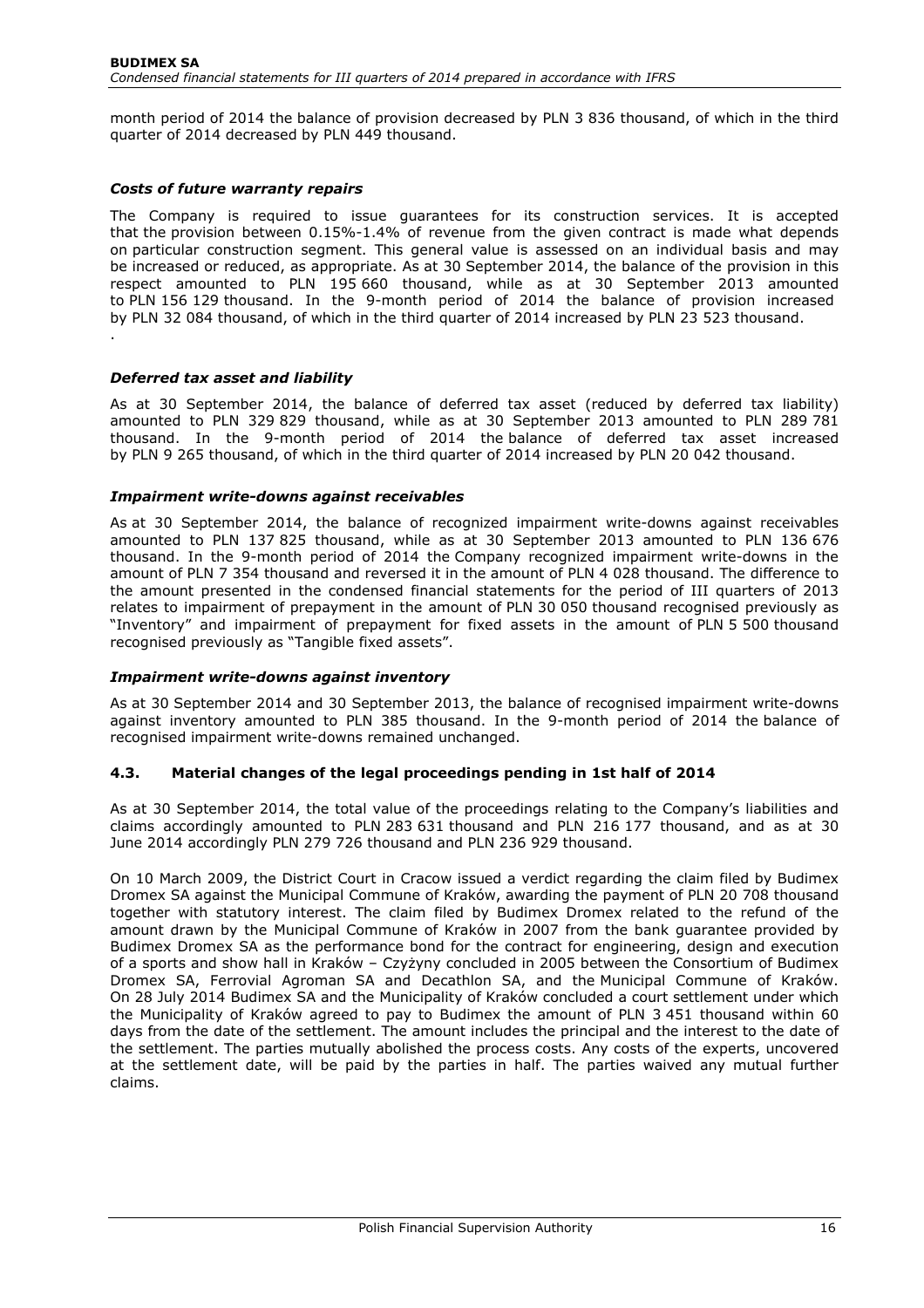month period of 2014 the balance of provision decreased by PLN 3 836 thousand, of which in the third quarter of 2014 decreased by PLN 449 thousand.

### *Costs of future warranty repairs*

The Company is required to issue guarantees for its construction services. It is accepted that the provision between 0.15%-1.4% of revenue from the given contract is made what depends on particular construction segment. This general value is assessed on an individual basis and may be increased or reduced, as appropriate. As at 30 September 2014, the balance of the provision in this respect amounted to PLN 195 660 thousand, while as at 30 September 2013 amounted to PLN 156 129 thousand. In the 9-month period of 2014 the balance of provision increased by PLN 32 084 thousand, of which in the third quarter of 2014 increased by PLN 23 523 thousand.

.

### *Deferred tax asset and liability*

As at 30 September 2014, the balance of deferred tax asset (reduced by deferred tax liability) amounted to PLN 329 829 thousand, while as at 30 September 2013 amounted to PLN 289 781 thousand. In the 9-month period of 2014 the balance of deferred tax asset increased by PLN 9 265 thousand, of which in the third quarter of 2014 increased by PLN 20 042 thousand.

### *Impairment write-downs against receivables*

As at 30 September 2014, the balance of recognized impairment write-downs against receivables amounted to PLN 137 825 thousand, while as at 30 September 2013 amounted to PLN 136 676 thousand. In the 9-month period of 2014 the Company recognized impairment write-downs in the amount of PLN 7 354 thousand and reversed it in the amount of PLN 4 028 thousand. The difference to the amount presented in the condensed financial statements for the period of III quarters of 2013 relates to impairment of prepayment in the amount of PLN 30 050 thousand recognised previously as "Inventory" and impairment of prepayment for fixed assets in the amount of PLN 5 500 thousand recognised previously as "Tangible fixed assets".

### *Impairment write-downs against inventory*

As at 30 September 2014 and 30 September 2013, the balance of recognised impairment write-downs against inventory amounted to PLN 385 thousand. In the 9-month period of 2014 the balance of recognised impairment write-downs remained unchanged.

## 4.3. Material changes of the legal proceedings pending in 1st half of 2014

As at 30 September 2014, the total value of the proceedings relating to the Company's liabilities and claims accordingly amounted to PLN 283 631 thousand and PLN 216 177 thousand, and as at 30 June 2014 accordingly PLN 279 726 thousand and PLN 236 929 thousand.

On 10 March 2009, the District Court in Cracow issued a verdict regarding the claim filed by Budimex Dromex SA against the Municipal Commune of Kraków, awarding the payment of PLN 20 708 thousand together with statutory interest. The claim filed by Budimex Dromex related to the refund of the amount drawn by the Municipal Commune of Kraków in 2007 from the bank guarantee provided by Budimex Dromex SA as the performance bond for the contract for engineering, design and execution of a sports and show hall in Kraków – Czyżyny concluded in 2005 between the Consortium of Budimex Dromex SA, Ferrovial Agroman SA and Decathlon SA, and the Municipal Commune of Kraków. On 28 July 2014 Budimex SA and the Municipality of Kraków concluded a court settlement under which the Municipality of Kraków agreed to pay to Budimex the amount of PLN 3 451 thousand within 60 days from the date of the settlement. The amount includes the principal and the interest to the date of the settlement. The parties mutually abolished the process costs. Any costs of the experts, uncovered at the settlement date, will be paid by the parties in half. The parties waived any mutual further claims.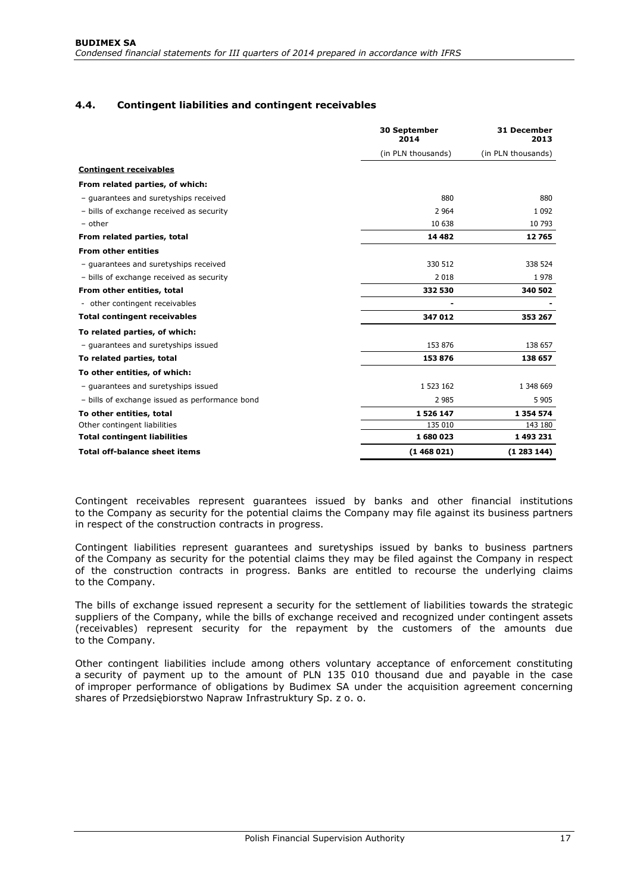## 4.4. Contingent liabilities and contingent receivables

| | 30 September 2014 | 31 December 2013 |
|---|---|---|
| | (in PLN thousands) | (in PLN thousands) |
| **Contingent receivables** | | |
| **From related parties, of which:** | | |
| – guarantees and suretyships received | 880 | 880 |
| – bills of exchange received as security | 2 964 | 1 092 |
| – other | 10 638 | 10 793 |
| **From related parties, total** | **14 482** | **12 765** |
| **From other entities** | | |
| – guarantees and suretyships received | 330 512 | 338 524 |
| – bills of exchange received as security | 2 018 | 1 978 |
| **From other entities, total** | **332 530** | **340 502** |
| - other contingent receivables | - | - |
| **Total contingent receivables** | **347 012** | **353 267** |
| **To related parties, of which:** | | |
| – guarantees and suretyships issued | 153 876 | 138 657 |
| **To related parties, total** | **153 876** | **138 657** |
| **To other entities, of which:** | | |
| – guarantees and suretyships issued | 1 523 162 | 1 348 669 |
| – bills of exchange issued as performance bond | 2 985 | 5 905 |
| **To other entities, total** | **1 526 147** | **1 354 574** |
| Other contingent liabilities | 135 010 | 143 180 |
| **Total contingent liabilities** | **1 680 023** | **1 493 231** |
| **Total off-balance sheet items** | **(1 468 021)** | **(1 283 144)** |

Contingent receivables represent guarantees issued by banks and other financial institutions to the Company as security for the potential claims the Company may file against its business partners in respect of the construction contracts in progress.

Contingent liabilities represent guarantees and suretyships issued by banks to business partners of the Company as security for the potential claims they may be filed against the Company in respect of the construction contracts in progress. Banks are entitled to recourse the underlying claims to the Company.

The bills of exchange issued represent a security for the settlement of liabilities towards the strategic suppliers of the Company, while the bills of exchange received and recognized under contingent assets (receivables) represent security for the repayment by the customers of the amounts due to the Company.

Other contingent liabilities include among others voluntary acceptance of enforcement constituting a security of payment up to the amount of PLN 135 010 thousand due and payable in the case of improper performance of obligations by Budimex SA under the acquisition agreement concerning shares of Przedsiębiorstwo Napraw Infrastruktury Sp. z o. o.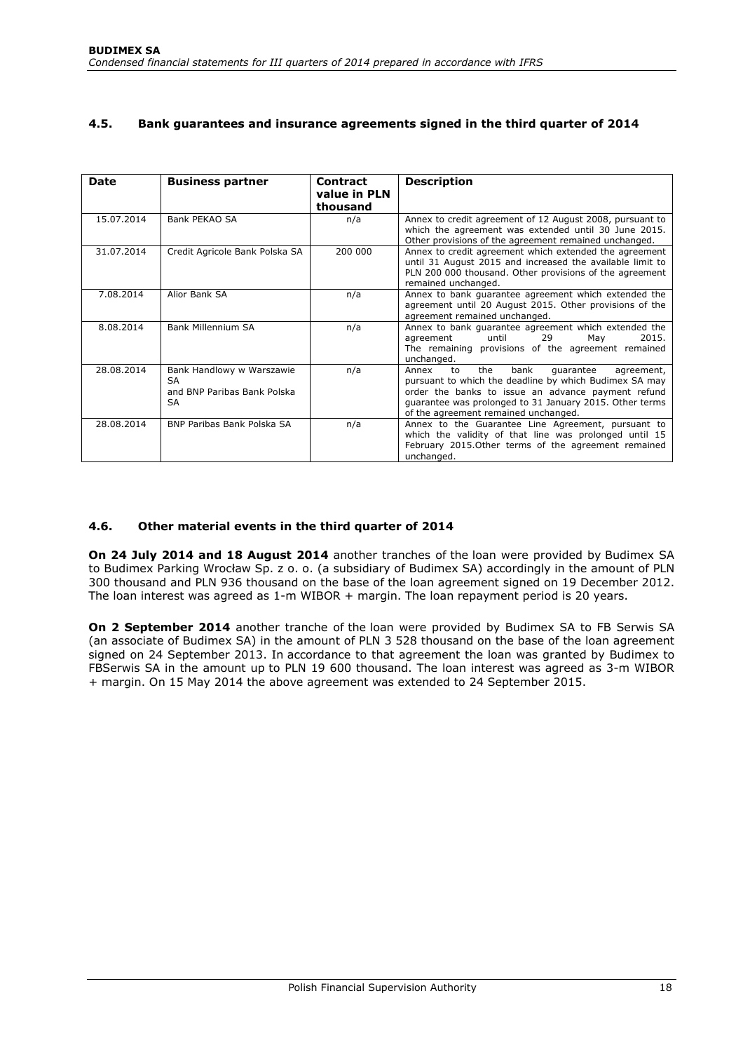### 4.5. Bank guarantees and insurance agreements signed in the third quarter of 2014

| Date | Business partner | Contract value in PLN thousand | Description |
|---|---|---|---|
| 15.07.2014 | Bank PEKAO SA | n/a | Annex to credit agreement of 12 August 2008, pursuant to which the agreement was extended until 30 June 2015. Other provisions of the agreement remained unchanged. |
| 31.07.2014 | Credit Agricole Bank Polska SA | 200 000 | Annex to credit agreement which extended the agreement until 31 August 2015 and increased the available limit to PLN 200 000 thousand. Other provisions of the agreement remained unchanged. |
| 7.08.2014 | Alior Bank SA | n/a | Annex to bank guarantee agreement which extended the agreement until 20 August 2015. Other provisions of the agreement remained unchanged. |
| 8.08.2014 | Bank Millennium SA | n/a | Annex to bank guarantee agreement which extended the agreement until 29 May 2015. The remaining provisions of the agreement remained unchanged. |
| 28.08.2014 | Bank Handlowy w Warszawie SA and BNP Paribas Bank Polska SA | n/a | Annex to the bank guarantee agreement, pursuant to which the deadline by which Budimex SA may order the banks to issue an advance payment refund guarantee was prolonged to 31 January 2015. Other terms of the agreement remained unchanged. |
| 28.08.2014 | BNP Paribas Bank Polska SA | n/a | Annex to the Guarantee Line Agreement, pursuant to which the validity of that line was prolonged until 15 February 2015.Other terms of the agreement remained unchanged. |

### 4.6. Other material events in the third quarter of 2014

**On 24 July 2014 and 18 August 2014** another tranches of the loan were provided by Budimex SA to Budimex Parking Wrocław Sp. z o. o. (a subsidiary of Budimex SA) accordingly in the amount of PLN 300 thousand and PLN 936 thousand on the base of the loan agreement signed on 19 December 2012. The loan interest was agreed as 1-m WIBOR + margin. The loan repayment period is 20 years.

**On 2 September 2014** another tranche of the loan were provided by Budimex SA to FB Serwis SA (an associate of Budimex SA) in the amount of PLN 3 528 thousand on the base of the loan agreement signed on 24 September 2013. In accordance to that agreement the loan was granted by Budimex to FBSerwis SA in the amount up to PLN 19 600 thousand. The loan interest was agreed as 3-m WIBOR + margin. On 15 May 2014 the above agreement was extended to 24 September 2015.